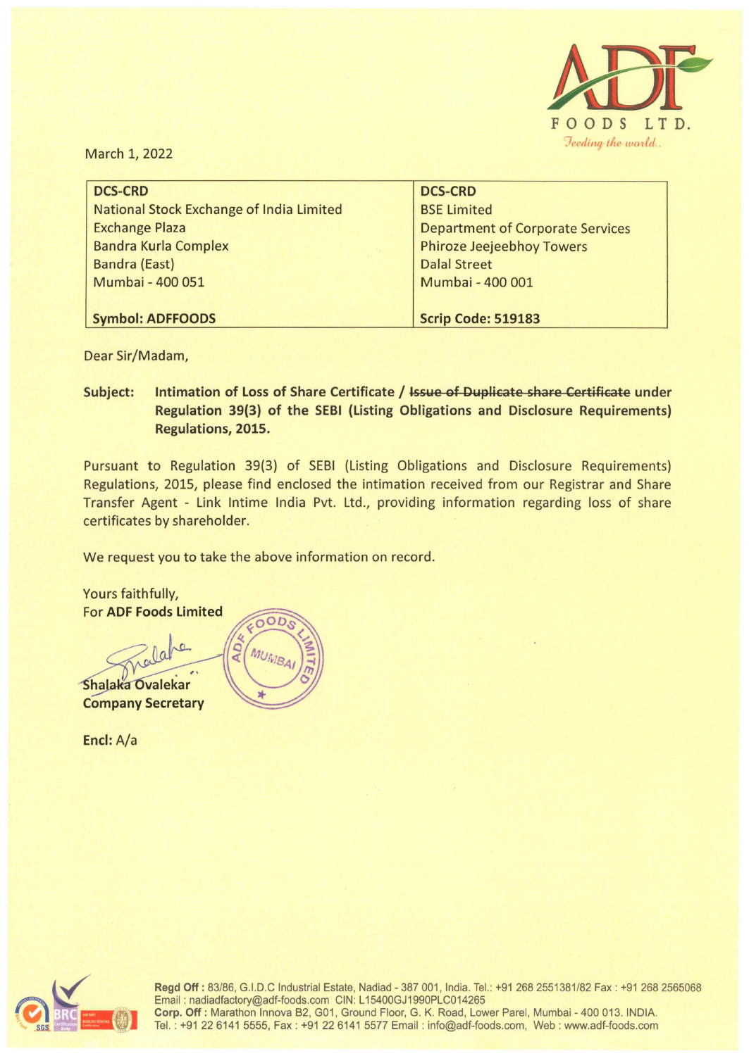ADF FOODS LTD.
*Feeding the world..*

March 1, 2022

| DCS-CRD | DCS-CRD |
|---|---|
| National Stock Exchange of India Limited | BSE Limited |
| Exchange Plaza | Department of Corporate Services |
| Bandra Kurla Complex | Phiroze Jeejeebhoy Towers |
| Bandra (East) | Dalal Street |
| Mumbai - 400 051 | Mumbai - 400 001 |
| **Symbol: ADFFOODS** | **Scrip Code: 519183** |

Dear Sir/Madam,

**Subject: Intimation of Loss of Share Certificate / ~~Issue of Duplicate share Certificate~~ under Regulation 39(3) of the SEBI (Listing Obligations and Disclosure Requirements) Regulations, 2015.**

Pursuant to Regulation 39(3) of SEBI (Listing Obligations and Disclosure Requirements) Regulations, 2015, please find enclosed the intimation received from our Registrar and Share Transfer Agent - Link Intime India Pvt. Ltd., providing information regarding loss of share certificates by shareholder.

We request you to take the above information on record.

Yours faithfully,
For **ADF Foods Limited**

Shalaka Ovalekar
**Company Secretary**

**Encl:** A/a

**Regd Off :** 83/86, G.I.D.C Industrial Estate, Nadiad - 387 001, India. Tel.: +91 268 2551381/82 Fax : +91 268 2565068
Email : nadiadfactory@adf-foods.com CIN: L15400GJ1990PLC014265
**Corp. Off :** Marathon Innova B2, G01, Ground Floor, G. K. Road, Lower Parel, Mumbai - 400 013. INDIA.
Tel. : +91 22 6141 5555, Fax : +91 22 6141 5577 Email : info@adf-foods.com, Web : www.adf-foods.com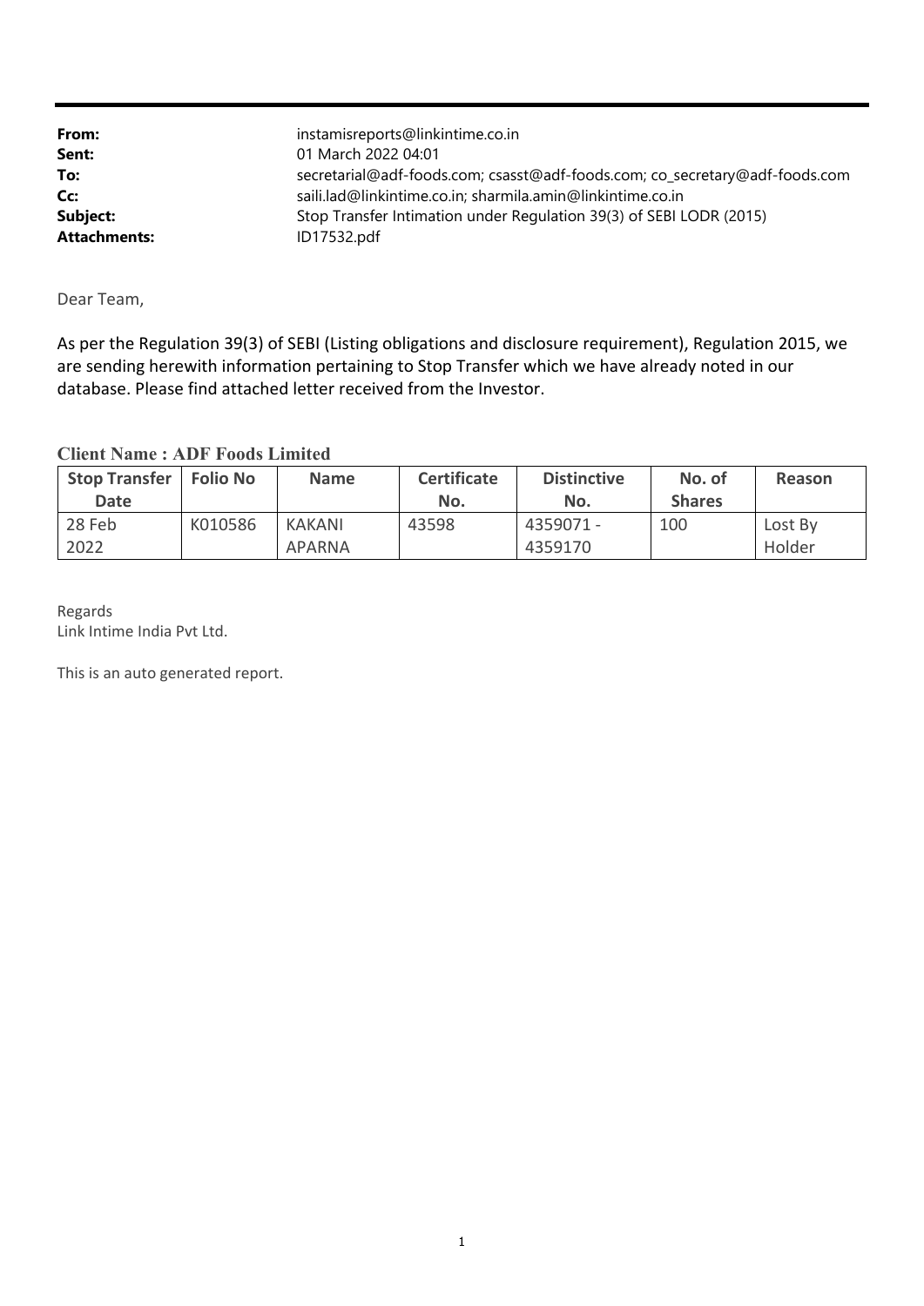| | |
|---|---|
| **From:** | instamisreports@linkintime.co.in |
| **Sent:** | 01 March 2022 04:01 |
| **To:** | secretarial@adf-foods.com; csasst@adf-foods.com; co_secretary@adf-foods.com |
| **Cc:** | saili.lad@linkintime.co.in; sharmila.amin@linkintime.co.in |
| **Subject:** | Stop Transfer Intimation under Regulation 39(3) of SEBI LODR (2015) |
| **Attachments:** | ID17532.pdf |

Dear Team,

As per the Regulation 39(3) of SEBI (Listing obligations and disclosure requirement), Regulation 2015, we are sending herewith information pertaining to Stop Transfer which we have already noted in our database. Please find attached letter received from the Investor.

**Client Name : ADF Foods Limited**

| Stop Transfer Date | Folio No | Name | Certificate No. | Distinctive No. | No. of Shares | Reason |
|---|---|---|---|---|---|---|
| 28 Feb 2022 | K010586 | KAKANI APARNA | 43598 | 4359071 - 4359170 | 100 | Lost By Holder |

Regards
Link Intime India Pvt Ltd.

This is an auto generated report.